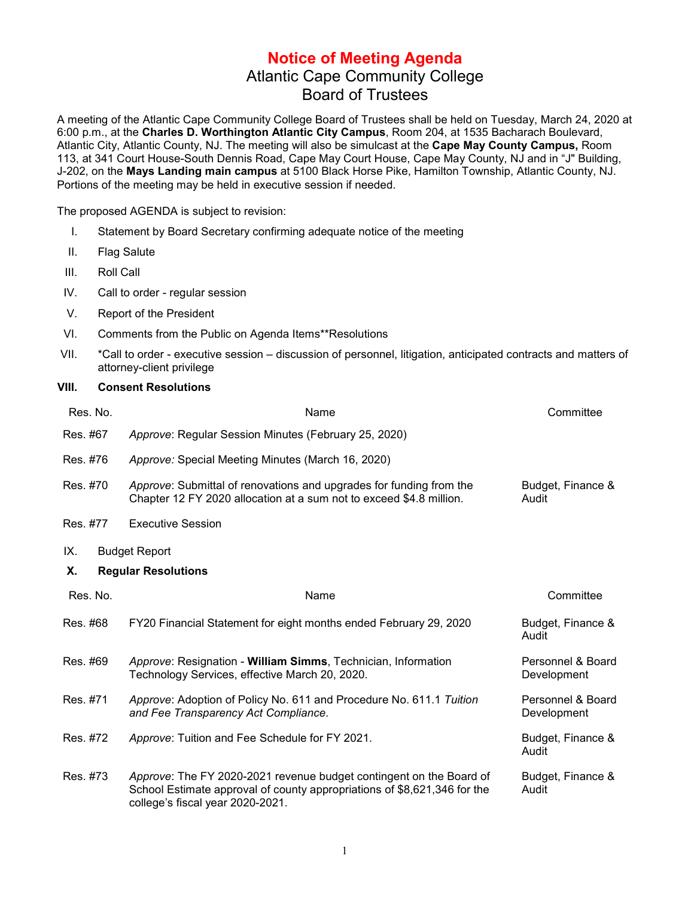# Notice of Meeting Agenda

## Atlantic Cape Community College
## Board of Trustees

A meeting of the Atlantic Cape Community College Board of Trustees shall be held on Tuesday, March 24, 2020 at 6:00 p.m., at the **Charles D. Worthington Atlantic City Campus**, Room 204, at 1535 Bacharach Boulevard, Atlantic City, Atlantic County, NJ. The meeting will also be simulcast at the **Cape May County Campus,** Room 113, at 341 Court House-South Dennis Road, Cape May Court House, Cape May County, NJ and in "J" Building, J-202, on the **Mays Landing main campus** at 5100 Black Horse Pike, Hamilton Township, Atlantic County, NJ. Portions of the meeting may be held in executive session if needed.

The proposed AGENDA is subject to revision:

I. Statement by Board Secretary confirming adequate notice of the meeting

II. Flag Salute

III. Roll Call

IV. Call to order - regular session

V. Report of the President

VI. Comments from the Public on Agenda Items**Resolutions

VII. *Call to order - executive session – discussion of personnel, litigation, anticipated contracts and matters of attorney-client privilege

**VIII. Consent Resolutions**

| Res. No. | Name | Committee |
|---|---|---|
| Res. #67 | *Approve*: Regular Session Minutes (February 25, 2020) | |
| Res. #76 | *Approve:* Special Meeting Minutes (March 16, 2020) | |
| Res. #70 | *Approve*: Submittal of renovations and upgrades for funding from the Chapter 12 FY 2020 allocation at a sum not to exceed $4.8 million. | Budget, Finance & Audit |
| Res. #77 | Executive Session | |

IX. Budget Report

**X. Regular Resolutions**

| Res. No. | Name | Committee |
|---|---|---|
| Res. #68 | FY20 Financial Statement for eight months ended February 29, 2020 | Budget, Finance & Audit |
| Res. #69 | *Approve*: Resignation - **William Simms**, Technician, Information Technology Services, effective March 20, 2020. | Personnel & Board Development |
| Res. #71 | *Approve*: Adoption of Policy No. 611 and Procedure No. 611.1 *Tuition and Fee Transparency Act Compliance*. | Personnel & Board Development |
| Res. #72 | *Approve*: Tuition and Fee Schedule for FY 2021. | Budget, Finance & Audit |
| Res. #73 | *Approve*: The FY 2020-2021 revenue budget contingent on the Board of School Estimate approval of county appropriations of $8,621,346 for the college's fiscal year 2020-2021. | Budget, Finance & Audit |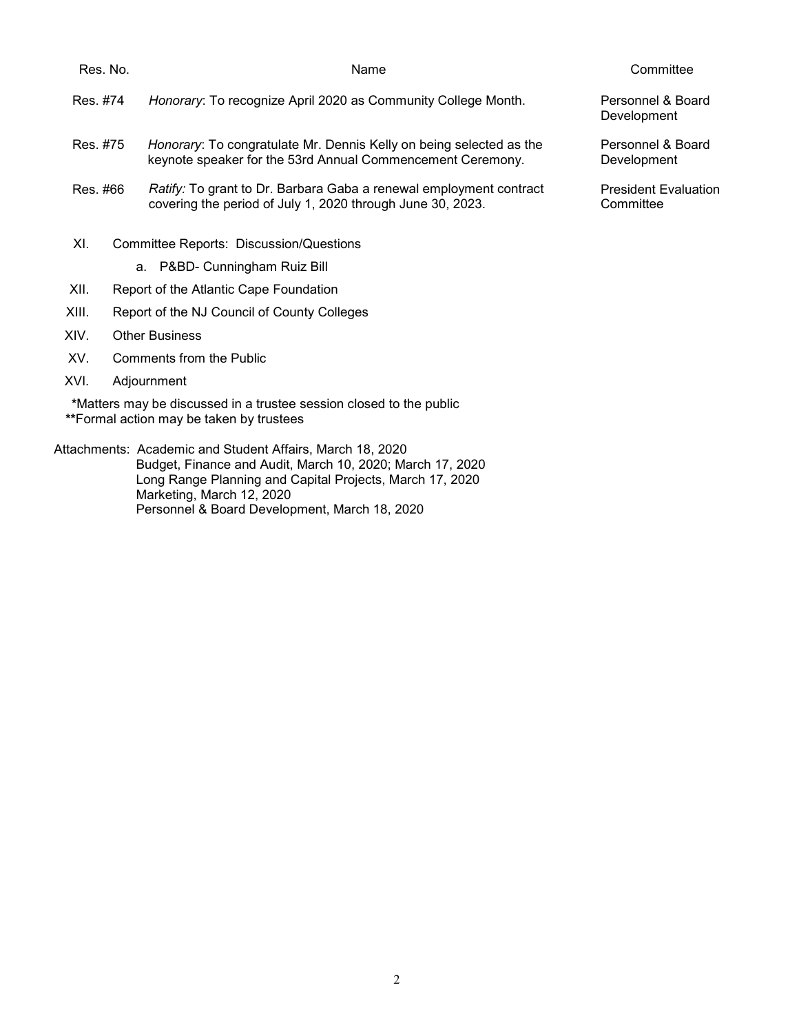| Res. No. | Name | Committee |
|---|---|---|
| Res. #74 | *Honorary*: To recognize April 2020 as Community College Month. | Personnel & Board Development |
| Res. #75 | *Honorary*: To congratulate Mr. Dennis Kelly on being selected as the keynote speaker for the 53rd Annual Commencement Ceremony. | Personnel & Board Development |
| Res. #66 | *Ratify:* To grant to Dr. Barbara Gaba a renewal employment contract covering the period of July 1, 2020 through June 30, 2023. | President Evaluation Committee |

XI. Committee Reports: Discussion/Questions

   a. P&BD- Cunningham Ruiz Bill

XII. Report of the Atlantic Cape Foundation

XIII. Report of the NJ Council of County Colleges

XIV. Other Business

XV. Comments from the Public

XVI. Adjournment

**\***Matters may be discussed in a trustee session closed to the public
**\*\***Formal action may be taken by trustees

Attachments: Academic and Student Affairs, March 18, 2020
Budget, Finance and Audit, March 10, 2020; March 17, 2020
Long Range Planning and Capital Projects, March 17, 2020
Marketing, March 12, 2020
Personnel & Board Development, March 18, 2020